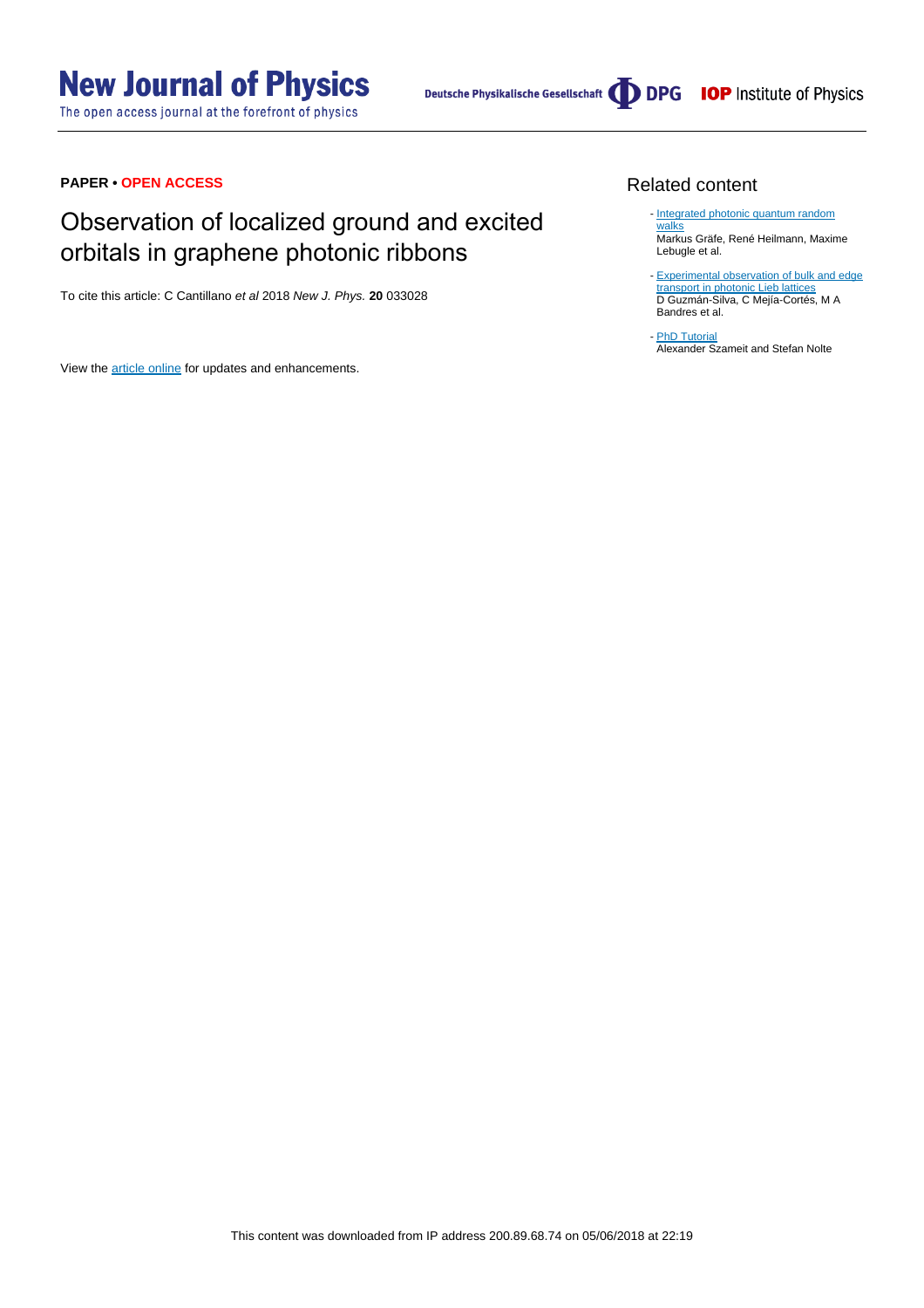**PAPER • OPEN ACCESS**

# Observation of localized ground and excited orbitals in graphene photonic ribbons

To cite this article: C Cantillano *et al* 2018 *New J. Phys.* **20** 033028

View the article online for updates and enhancements.

## Related content

- Integrated photonic quantum random walks
  Markus Gräfe, René Heilmann, Maxime Lebugle et al.

- Experimental observation of bulk and edge transport in photonic Lieb lattices
  D Guzmán-Silva, C Mejía-Cortés, M A Bandres et al.

- PhD Tutorial
  Alexander Szameit and Stefan Nolte

This content was downloaded from IP address 200.89.68.74 on 05/06/2018 at 22:19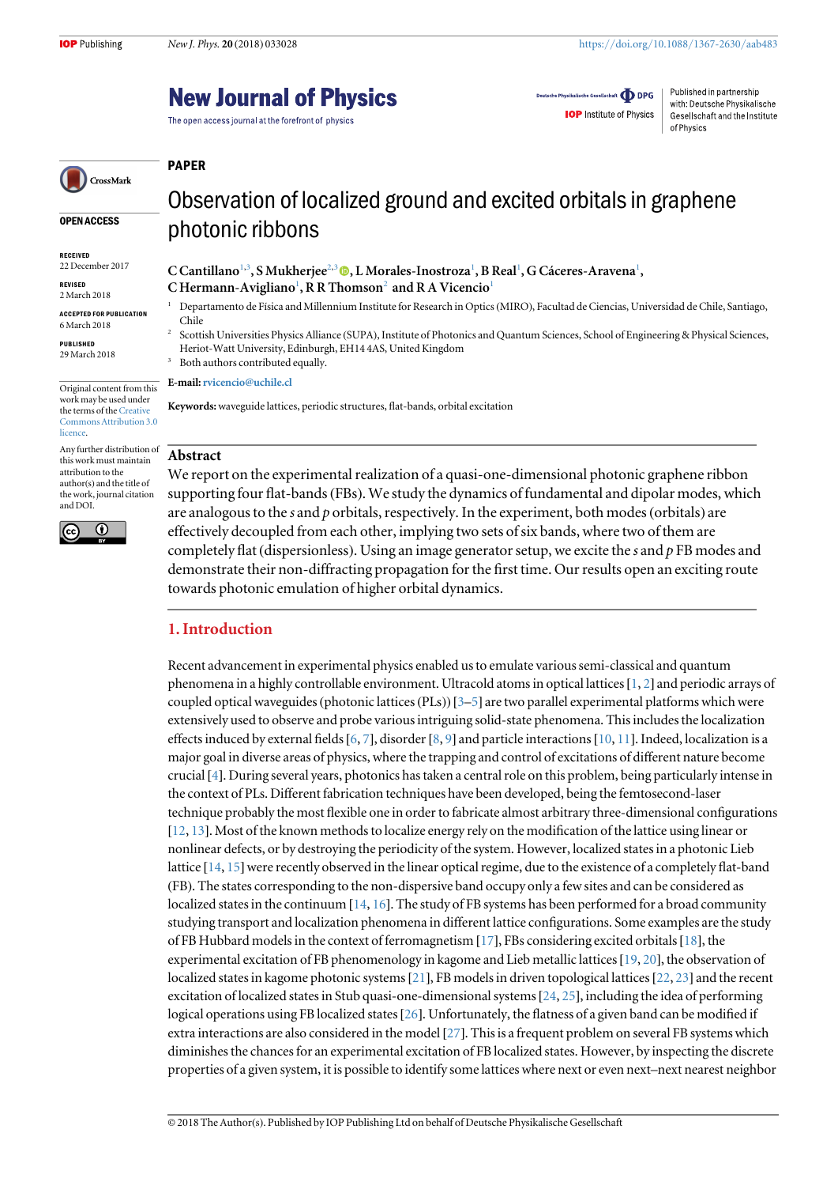PAPER

# Observation of localized ground and excited orbitals in graphene photonic ribbons

**C Cantillano**[1,3], **S Mukherjee**[2,3], **L Morales-Inostroza**[1], **B Real**[1], **G Cáceres-Aravena**[1], **C Hermann-Avigliano**[1], **R R Thomson**[2] and **R A Vicencio**[1]

[1] Departamento de Física and Millennium Institute for Research in Optics (MIRO), Facultad de Ciencias, Universidad de Chile, Santiago, Chile

[2] Scottish Universities Physics Alliance (SUPA), Institute of Photonics and Quantum Sciences, School of Engineering & Physical Sciences, Heriot-Watt University, Edinburgh, EH14 4AS, United Kingdom

[3] Both authors contributed equally.

**E-mail:** rvicencio@uchile.cl

**Keywords:** waveguide lattices, periodic structures, flat-bands, orbital excitation

OPEN ACCESS

RECEIVED
22 December 2017

REVISED
2 March 2018

ACCEPTED FOR PUBLICATION
6 March 2018

PUBLISHED
29 March 2018

Original content from this work may be used under the terms of the Creative Commons Attribution 3.0 licence.

Any further distribution of this work must maintain attribution to the author(s) and the title of the work, journal citation and DOI.

## Abstract

We report on the experimental realization of a quasi-one-dimensional photonic graphene ribbon supporting four flat-bands (FBs). We study the dynamics of fundamental and dipolar modes, which are analogous to the *s* and *p* orbitals, respectively. In the experiment, both modes (orbitals) are effectively decoupled from each other, implying two sets of six bands, where two of them are completely flat (dispersionless). Using an image generator setup, we excite the *s* and *p* FB modes and demonstrate their non-diffracting propagation for the first time. Our results open an exciting route towards photonic emulation of higher orbital dynamics.

## 1. Introduction

Recent advancement in experimental physics enabled us to emulate various semi-classical and quantum phenomena in a highly controllable environment. Ultracold atoms in optical lattices [1, 2] and periodic arrays of coupled optical waveguides (photonic lattices (PLs)) [3–5] are two parallel experimental platforms which were extensively used to observe and probe various intriguing solid-state phenomena. This includes the localization effects induced by external fields [6, 7], disorder [8, 9] and particle interactions [10, 11]. Indeed, localization is a major goal in diverse areas of physics, where the trapping and control of excitations of different nature become crucial [4]. During several years, photonics has taken a central role on this problem, being particularly intense in the context of PLs. Different fabrication techniques have been developed, being the femtosecond-laser technique probably the most flexible one in order to fabricate almost arbitrary three-dimensional configurations [12, 13]. Most of the known methods to localize energy rely on the modification of the lattice using linear or nonlinear defects, or by destroying the periodicity of the system. However, localized states in a photonic Lieb lattice [14, 15] were recently observed in the linear optical regime, due to the existence of a completely flat-band (FB). The states corresponding to the non-dispersive band occupy only a few sites and can be considered as localized states in the continuum [14, 16]. The study of FB systems has been performed for a broad community studying transport and localization phenomena in different lattice configurations. Some examples are the study of FB Hubbard models in the context of ferromagnetism [17], FBs considering excited orbitals [18], the experimental excitation of FB phenomenology in kagome and Lieb metallic lattices [19, 20], the observation of localized states in kagome photonic systems [21], FB models in driven topological lattices [22, 23] and the recent excitation of localized states in Stub quasi-one-dimensional systems [24, 25], including the idea of performing logical operations using FB localized states [26]. Unfortunately, the flatness of a given band can be modified if extra interactions are also considered in the model [27]. This is a frequent problem on several FB systems which diminishes the chances for an experimental excitation of FB localized states. However, by inspecting the discrete properties of a given system, it is possible to identify some lattices where next or even next–next nearest neighbor

© 2018 The Author(s). Published by IOP Publishing Ltd on behalf of Deutsche Physikalische Gesellschaft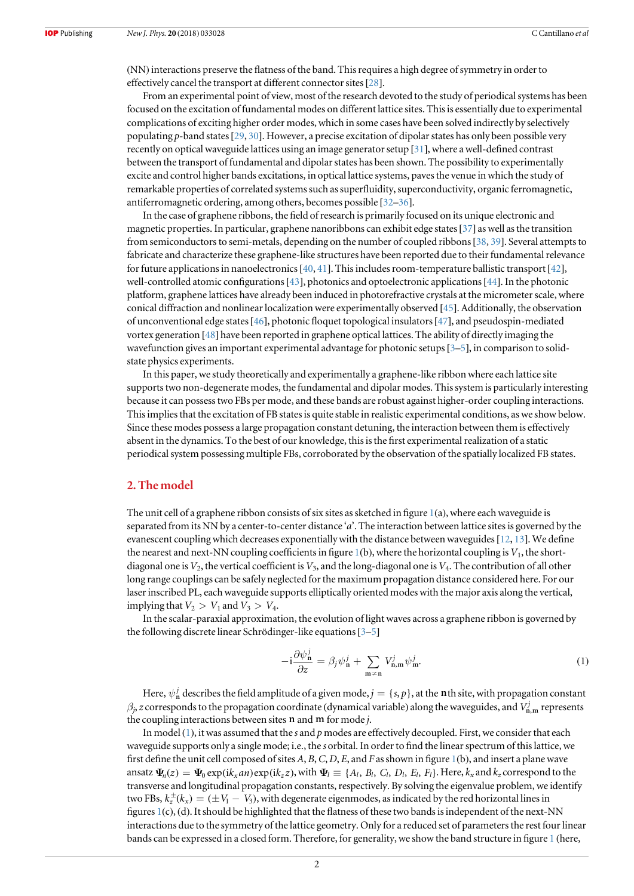(NN) interactions preserve the flatness of the band. This requires a high degree of symmetry in order to effectively cancel the transport at different connector sites [28].

From an experimental point of view, most of the research devoted to the study of periodical systems has been focused on the excitation of fundamental modes on different lattice sites. This is essentially due to experimental complications of exciting higher order modes, which in some cases have been solved indirectly by selectively populating $p$-band states [29, 30]. However, a precise excitation of dipolar states has only been possible very recently on optical waveguide lattices using an image generator setup [31], where a well-defined contrast between the transport of fundamental and dipolar states has been shown. The possibility to experimentally excite and control higher bands excitations, in optical lattice systems, paves the venue in which the study of remarkable properties of correlated systems such as superfluidity, superconductivity, organic ferromagnetic, antiferromagnetic ordering, among others, becomes possible [32–36].

In the case of graphene ribbons, the field of research is primarily focused on its unique electronic and magnetic properties. In particular, graphene nanoribbons can exhibit edge states [37] as well as the transition from semiconductors to semi-metals, depending on the number of coupled ribbons [38, 39]. Several attempts to fabricate and characterize these graphene-like structures have been reported due to their fundamental relevance for future applications in nanoelectronics [40, 41]. This includes room-temperature ballistic transport [42], well-controlled atomic configurations [43], photonics and optoelectronic applications [44]. In the photonic platform, graphene lattices have already been induced in photorefractive crystals at the micrometer scale, where conical diffraction and nonlinear localization were experimentally observed [45]. Additionally, the observation of unconventional edge states [46], photonic floquet topological insulators [47], and pseudospin-mediated vortex generation [48] have been reported in graphene optical lattices. The ability of directly imaging the wavefunction gives an important experimental advantage for photonic setups [3–5], in comparison to solid-state physics experiments.

In this paper, we study theoretically and experimentally a graphene-like ribbon where each lattice site supports two non-degenerate modes, the fundamental and dipolar modes. This system is particularly interesting because it can possess two FBs per mode, and these bands are robust against higher-order coupling interactions. This implies that the excitation of FB states is quite stable in realistic experimental conditions, as we show below. Since these modes possess a large propagation constant detuning, the interaction between them is effectively absent in the dynamics. To the best of our knowledge, this is the first experimental realization of a static periodical system possessing multiple FBs, corroborated by the observation of the spatially localized FB states.

## 2. The model

The unit cell of a graphene ribbon consists of six sites as sketched in figure 1(a), where each waveguide is separated from its NN by a center-to-center distance '$a$'. The interaction between lattice sites is governed by the evanescent coupling which decreases exponentially with the distance between waveguides [12, 13]. We define the nearest and next-NN coupling coefficients in figure 1(b), where the horizontal coupling is $V_1$, the short-diagonal one is $V_2$, the vertical coefficient is $V_3$, and the long-diagonal one is $V_4$. The contribution of all other long range couplings can be safely neglected for the maximum propagation distance considered here. For our laser inscribed PL, each waveguide supports elliptically oriented modes with the major axis along the vertical, implying that $V_2 > V_1$ and $V_3 > V_4$.

In the scalar-paraxial approximation, the evolution of light waves across a graphene ribbon is governed by the following discrete linear Schrödinger-like equations [3–5]

$$-\mathrm{i}\frac{\partial \psi_{\mathbf{n}}^{j}}{\partial z} = \beta_j \psi_{\mathbf{n}}^{j} + \sum_{\mathbf{m}\neq\mathbf{n}} V_{\mathbf{n},\mathbf{m}}^{j}\psi_{\mathbf{m}}^{j}. \tag{1}$$

Here, $\psi_{\mathbf{n}}^{j}$ describes the field amplitude of a given mode, $j = \{s, p\}$, at the $\mathbf{n}$th site, with propagation constant $\beta_j$, $z$ corresponds to the propagation coordinate (dynamical variable) along the waveguides, and $V_{\mathbf{n},\mathbf{m}}^{j}$ represents the coupling interactions between sites $\mathbf{n}$ and $\mathbf{m}$ for mode $j$.

In model (1), it was assumed that the $s$ and $p$ modes are effectively decoupled. First, we consider that each waveguide supports only a single mode; i.e., the $s$ orbital. In order to find the linear spectrum of this lattice, we first define the unit cell composed of sites $A$, $B$, $C$, $D$, $E$, and $F$ as shown in figure 1(b), and insert a plane wave ansatz $\boldsymbol{\Psi}_n(z) = \boldsymbol{\Psi}_0 \exp(\mathrm{i}k_x an)\exp(\mathrm{i}k_z z)$, with $\boldsymbol{\Psi}_l \equiv \{A_l, B_l, C_l, D_l, E_l, F_l\}$. Here, $k_x$ and $k_z$ correspond to the transverse and longitudinal propagation constants, respectively. By solving the eigenvalue problem, we identify two FBs, $k_z^{\pm}(k_x) = (\pm V_1 - V_3)$, with degenerate eigenmodes, as indicated by the red horizontal lines in figures 1(c), (d). It should be highlighted that the flatness of these two bands is independent of the next-NN interactions due to the symmetry of the lattice geometry. Only for a reduced set of parameters the rest four linear bands can be expressed in a closed form. Therefore, for generality, we show the band structure in figure 1 (here,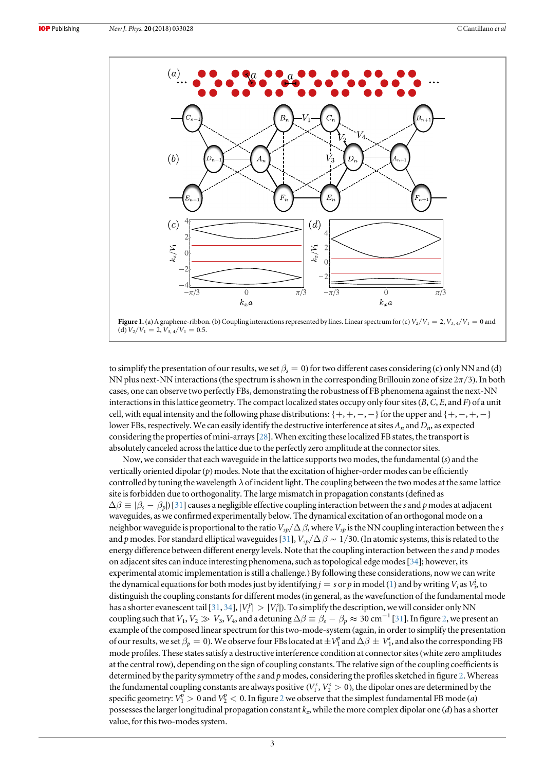**Figure 1.** (a) A graphene-ribbon. (b) Coupling interactions represented by lines. Linear spectrum for (c) $V_2/V_1 = 2, V_{3,4}/V_1 = 0$ and (d) $V_2/V_1 = 2, V_{3,4}/V_1 = 0.5$.

to simplify the presentation of our results, we set $\beta_s = 0$) for two different cases considering (c) only NN and (d) NN plus next-NN interactions (the spectrum is shown in the corresponding Brillouin zone of size $2\pi/3$). In both cases, one can observe two perfectly FBs, demonstrating the robustness of FB phenomena against the next-NN interactions in this lattice geometry. The compact localized states occupy only four sites ($B$, $C$, $E$, and $F$) of a unit cell, with equal intensity and the following phase distributions: $\{+, +, -, -\}$ for the upper and $\{+, -, +, -\}$ lower FBs, respectively. We can easily identify the destructive interference at sites $A_n$ and $D_n$, as expected considering the properties of mini-arrays [28]. When exciting these localized FB states, the transport is absolutely canceled across the lattice due to the perfectly zero amplitude at the connector sites.

Now, we consider that each waveguide in the lattice supports two modes, the fundamental ($s$) and the vertically oriented dipolar ($p$) modes. Note that the excitation of higher-order modes can be efficiently controlled by tuning the wavelength $\lambda$ of incident light. The coupling between the two modes at the same lattice site is forbidden due to orthogonality. The large mismatch in propagation constants (defined as $\Delta\beta \equiv |\beta_s - \beta_p|$) [31] causes a negligible effective coupling interaction between the $s$ and $p$ modes at adjacent waveguides, as we confirmed experimentally below. The dynamical excitation of an orthogonal mode on a neighbor waveguide is proportional to the ratio $V_{sp}/\Delta\beta$, where $V_{sp}$ is the NN coupling interaction between the $s$ and $p$ modes. For standard elliptical waveguides [31], $V_{sp}/\Delta\beta \sim 1/30$. (In atomic systems, this is related to the energy difference between different energy levels. Note that the coupling interaction between the $s$ and $p$ modes on adjacent sites can induce interesting phenomena, such as topological edge modes [34]; however, its experimental atomic implementation is still a challenge.) By following these considerations, now we can write the dynamical equations for both modes just by identifying $j = s$ or $p$ in model (1) and by writing $V_i$ as $V_i^j$, to distinguish the coupling constants for different modes (in general, as the wavefunction of the fundamental mode has a shorter evanescent tail [31, 34], $|V_i^p| > |V_i^s|$). To simplify the description, we will consider only NN coupling such that $V_1, V_2 \gg V_3, V_4$, and a detuning $\Delta\beta \equiv \beta_s - \beta_p \approx 30\ \mathrm{cm}^{-1}$ [31]. In figure 2, we present an example of the composed linear spectrum for this two-mode-system (again, in order to simplify the presentation of our results, we set $\beta_p = 0$). We observe four FBs located at $\pm V_1^p$ and $\Delta\beta \pm V_1^s$, and also the corresponding FB mode profiles. These states satisfy a destructive interference condition at connector sites (white zero amplitudes at the central row), depending on the sign of coupling constants. The relative sign of the coupling coefficients is determined by the parity symmetry of the $s$ and $p$ modes, considering the profiles sketched in figure 2. Whereas the fundamental coupling constants are always positive ($V_1^s, V_2^s > 0$), the dipolar ones are determined by the specific geometry: $V_1^p > 0$ and $V_2^p < 0$. In figure 2 we observe that the simplest fundamental FB mode ($a$) possesses the larger longitudinal propagation constant $k_z$, while the more complex dipolar one ($d$) has a shorter value, for this two-modes system.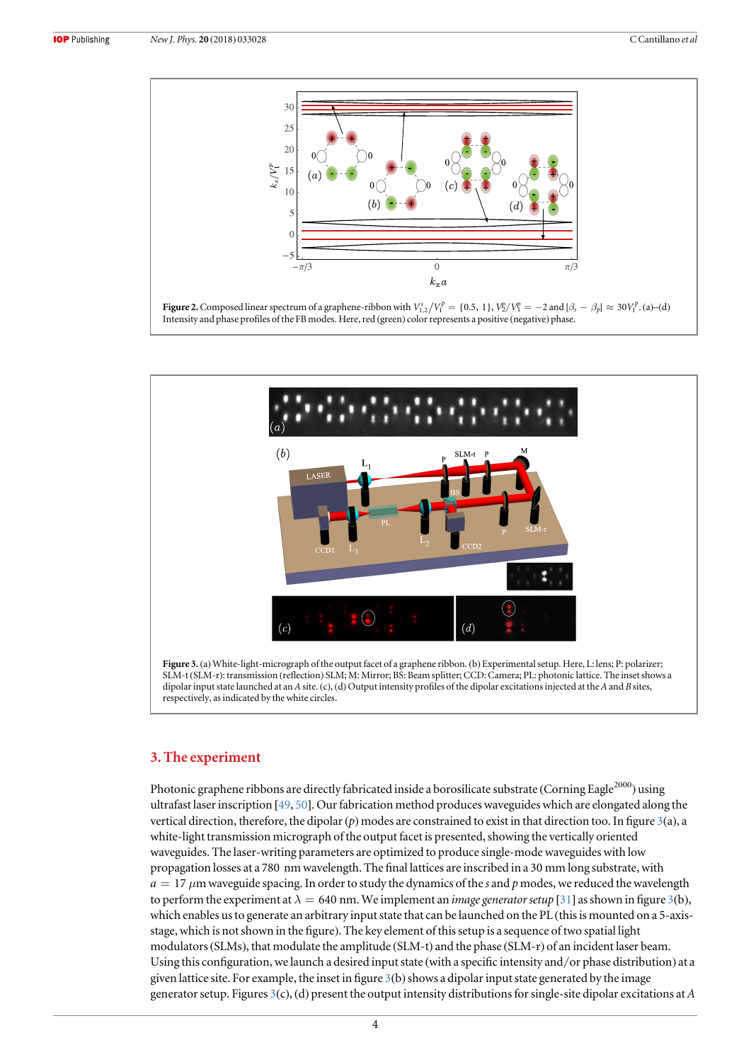**Figure 2.** Composed linear spectrum of a graphene-ribbon with $V_{1,2}^{s}/V_{1}^{p} = \{0.5, 1\}$, $V_{2}^{p}/V_{1}^{p} = -2$ and $|\beta_s - \beta_p| \approx 30V_1^p$. (a)–(d) Intensity and phase profiles of the FB modes. Here, red (green) color represents a positive (negative) phase.

**Figure 3.** (a) White-light-micrograph of the output facet of a graphene ribbon. (b) Experimental setup. Here, L: lens; P: polarizer; SLM-t (SLM-r): transmission (reflection) SLM; M: Mirror; BS: Beam splitter; CCD: Camera; PL: photonic lattice. The inset shows a dipolar input state launched at an *A* site. (c), (d) Output intensity profiles of the dipolar excitations injected at the *A* and *B* sites, respectively, as indicated by the white circles.

## 3. The experiment

Photonic graphene ribbons are directly fabricated inside a borosilicate substrate (Corning Eagle[2000]) using ultrafast laser inscription [49, 50]. Our fabrication method produces waveguides which are elongated along the vertical direction, therefore, the dipolar ($p$) modes are constrained to exist in that direction too. In figure 3(a), a white-light transmission micrograph of the output facet is presented, showing the vertically oriented waveguides. The laser-writing parameters are optimized to produce single-mode waveguides with low propagation losses at a 780 nm wavelength. The final lattices are inscribed in a 30 mm long substrate, with $a = 17\ \mu$m waveguide spacing. In order to study the dynamics of the $s$ and $p$ modes, we reduced the wavelength to perform the experiment at $\lambda = 640$ nm. We implement an *image generator setup* [31] as shown in figure 3(b), which enables us to generate an arbitrary input state that can be launched on the PL (this is mounted on a 5-axis-stage, which is not shown in the figure). The key element of this setup is a sequence of two spatial light modulators (SLMs), that modulate the amplitude (SLM-t) and the phase (SLM-r) of an incident laser beam. Using this configuration, we launch a desired input state (with a specific intensity and/or phase distribution) at a given lattice site. For example, the inset in figure 3(b) shows a dipolar input state generated by the image generator setup. Figures 3(c), (d) present the output intensity distributions for single-site dipolar excitations at *A*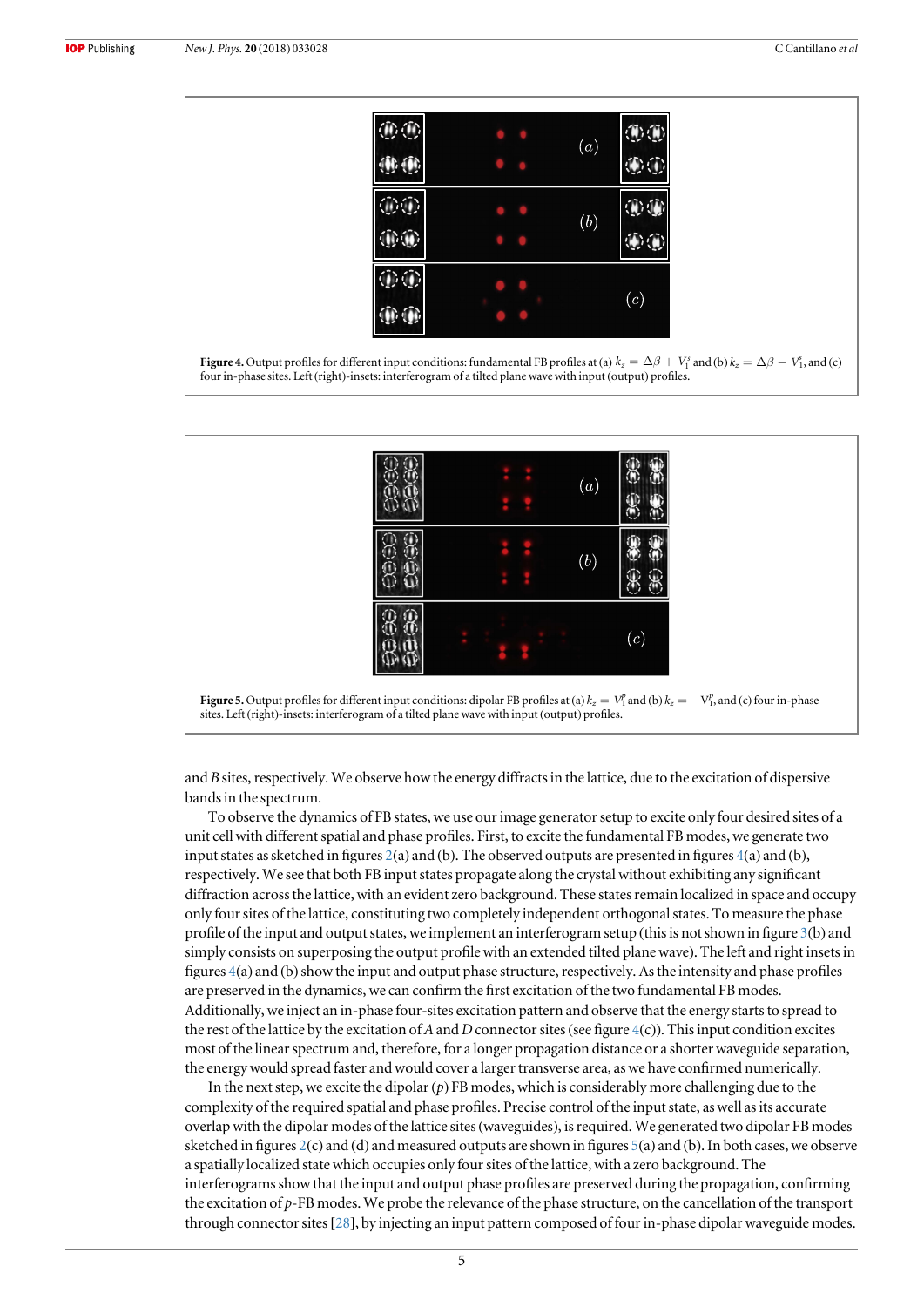**Figure 4.** Output profiles for different input conditions: fundamental FB profiles at (a) $k_z = \Delta\beta + V_1^s$ and (b) $k_z = \Delta\beta - V_1^s$, and (c) four in-phase sites. Left (right)-insets: interferogram of a tilted plane wave with input (output) profiles.

**Figure 5.** Output profiles for different input conditions: dipolar FB profiles at (a) $k_z = V_1^p$ and (b) $k_z = -V_1^p$, and (c) four in-phase sites. Left (right)-insets: interferogram of a tilted plane wave with input (output) profiles.

and *B* sites, respectively. We observe how the energy diffracts in the lattice, due to the excitation of dispersive bands in the spectrum.

To observe the dynamics of FB states, we use our image generator setup to excite only four desired sites of a unit cell with different spatial and phase profiles. First, to excite the fundamental FB modes, we generate two input states as sketched in figures 2(a) and (b). The observed outputs are presented in figures 4(a) and (b), respectively. We see that both FB input states propagate along the crystal without exhibiting any significant diffraction across the lattice, with an evident zero background. These states remain localized in space and occupy only four sites of the lattice, constituting two completely independent orthogonal states. To measure the phase profile of the input and output states, we implement an interferogram setup (this is not shown in figure 3(b) and simply consists on superposing the output profile with an extended tilted plane wave). The left and right insets in figures 4(a) and (b) show the input and output phase structure, respectively. As the intensity and phase profiles are preserved in the dynamics, we can confirm the first excitation of the two fundamental FB modes. Additionally, we inject an in-phase four-sites excitation pattern and observe that the energy starts to spread to the rest of the lattice by the excitation of *A* and *D* connector sites (see figure 4(c)). This input condition excites most of the linear spectrum and, therefore, for a longer propagation distance or a shorter waveguide separation, the energy would spread faster and would cover a larger transverse area, as we have confirmed numerically.

In the next step, we excite the dipolar (*p*) FB modes, which is considerably more challenging due to the complexity of the required spatial and phase profiles. Precise control of the input state, as well as its accurate overlap with the dipolar modes of the lattice sites (waveguides), is required. We generated two dipolar FB modes sketched in figures 2(c) and (d) and measured outputs are shown in figures 5(a) and (b). In both cases, we observe a spatially localized state which occupies only four sites of the lattice, with a zero background. The interferograms show that the input and output phase profiles are preserved during the propagation, confirming the excitation of *p*-FB modes. We probe the relevance of the phase structure, on the cancellation of the transport through connector sites [28], by injecting an input pattern composed of four in-phase dipolar waveguide modes.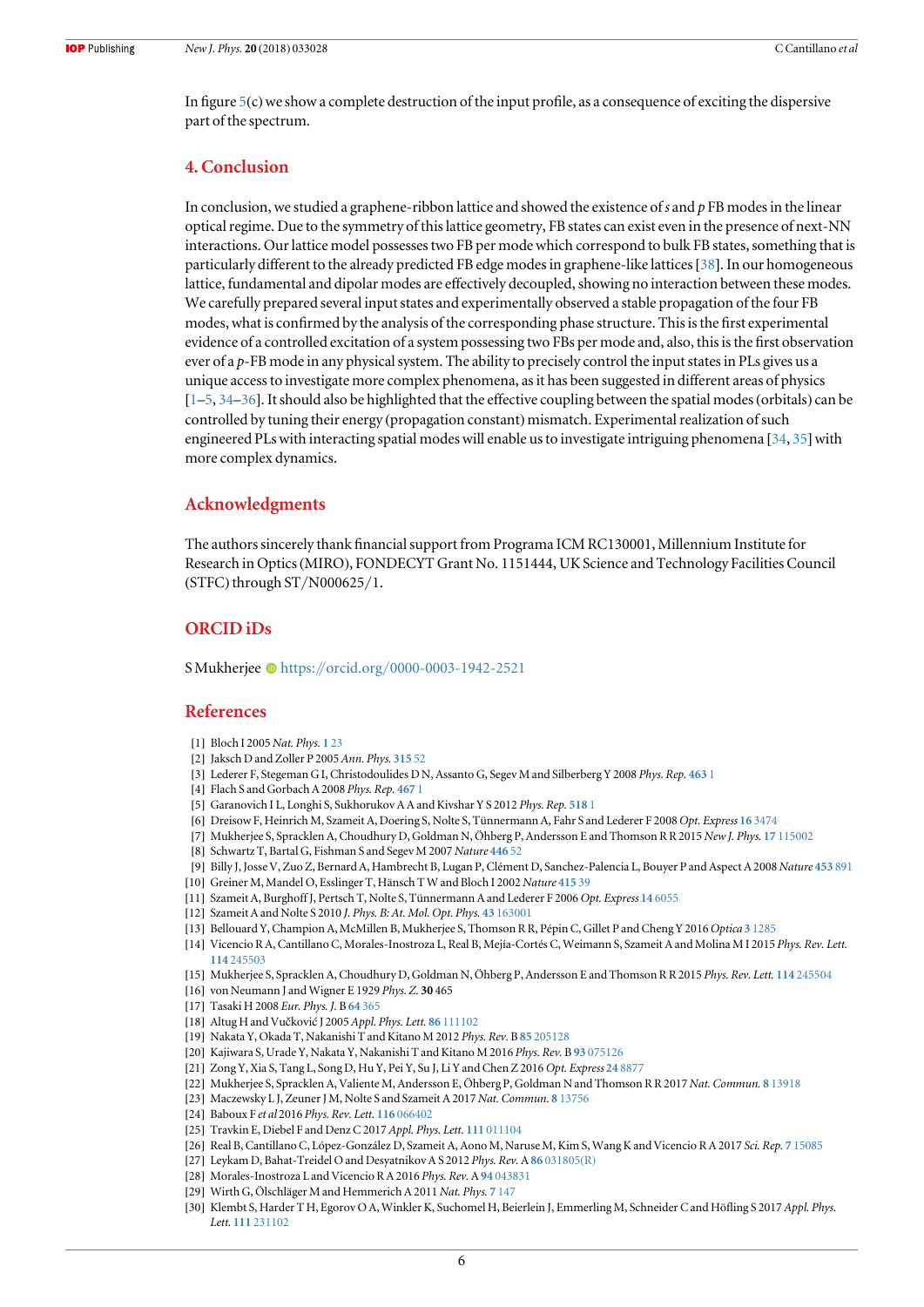In figure 5(c) we show a complete destruction of the input profile, as a consequence of exciting the dispersive part of the spectrum.

## 4. Conclusion

In conclusion, we studied a graphene-ribbon lattice and showed the existence of *s* and *p* FB modes in the linear optical regime. Due to the symmetry of this lattice geometry, FB states can exist even in the presence of next-NN interactions. Our lattice model possesses two FB per mode which correspond to bulk FB states, something that is particularly different to the already predicted FB edge modes in graphene-like lattices [38]. In our homogeneous lattice, fundamental and dipolar modes are effectively decoupled, showing no interaction between these modes. We carefully prepared several input states and experimentally observed a stable propagation of the four FB modes, what is confirmed by the analysis of the corresponding phase structure. This is the first experimental evidence of a controlled excitation of a system possessing two FBs per mode and, also, this is the first observation ever of a *p*-FB mode in any physical system. The ability to precisely control the input states in PLs gives us a unique access to investigate more complex phenomena, as it has been suggested in different areas of physics [1–5, 34–36]. It should also be highlighted that the effective coupling between the spatial modes (orbitals) can be controlled by tuning their energy (propagation constant) mismatch. Experimental realization of such engineered PLs with interacting spatial modes will enable us to investigate intriguing phenomena [34, 35] with more complex dynamics.

## Acknowledgments

The authors sincerely thank financial support from Programa ICM RC130001, Millennium Institute for Research in Optics (MIRO), FONDECYT Grant No. 1151444, UK Science and Technology Facilities Council (STFC) through ST/N000625/1.

## ORCID iDs

S Mukherjee https://orcid.org/0000-0003-1942-2521

## References

[1] Bloch I 2005 *Nat. Phys.* **1** 23
[2] Jaksch D and Zoller P 2005 *Ann. Phys.* **315** 52
[3] Lederer F, Stegeman G I, Christodoulides D N, Assanto G, Segev M and Silberberg Y 2008 *Phys. Rep.* **463** 1
[4] Flach S and Gorbach A 2008 *Phys. Rep.* **467** 1
[5] Garanovich I L, Longhi S, Sukhorukov A A and Kivshar Y S 2012 *Phys. Rep.* **518** 1
[6] Dreisow F, Heinrich M, Szameit A, Doering S, Nolte S, Tünnermann A, Fahr S and Lederer F 2008 *Opt. Express* **16** 3474
[7] Mukherjee S, Spracklen A, Choudhury D, Goldman N, Öhberg P, Andersson E and Thomson R R 2015 *New J. Phys.* **17** 115002
[8] Schwartz T, Bartal G, Fishman S and Segev M 2007 *Nature* **446** 52
[9] Billy J, Josse V, Zuo Z, Bernard A, Hambrecht B, Lugan P, Clément D, Sanchez-Palencia L, Bouyer P and Aspect A 2008 *Nature* **453** 891
[10] Greiner M, Mandel O, Esslinger T, Hänsch T W and Bloch I 2002 *Nature* **415** 39
[11] Szameit A, Burghoff J, Pertsch T, Nolte S, Tünnermann A and Lederer F 2006 *Opt. Express* **14** 6055
[12] Szameit A and Nolte S 2010 *J. Phys. B: At. Mol. Opt. Phys.* **43** 163001
[13] Bellouard Y, Champion A, McMillen B, Mukherjee S, Thomson R R, Pépin C, Gillet P and Cheng Y 2016 *Optica* **3** 1285
[14] Vicencio R A, Cantillano C, Morales-Inostroza L, Real B, Mejía-Cortés C, Weimann S, Szameit A and Molina M I 2015 *Phys. Rev. Lett.* **114** 245503
[15] Mukherjee S, Spracklen A, Choudhury D, Goldman N, Öhberg P, Andersson E and Thomson R R 2015 *Phys. Rev. Lett.* **114** 245504
[16] von Neumann J and Wigner E 1929 *Phys. Z.* **30** 465
[17] Tasaki H 2008 *Eur. Phys. J.* B **64** 365
[18] Altug H and Vučković J 2005 *Appl. Phys. Lett.* **86** 111102
[19] Nakata Y, Okada T, Nakanishi T and Kitano M 2012 *Phys. Rev.* B **85** 205128
[20] Kajiwara S, Urade Y, Nakata Y, Nakanishi T and Kitano M 2016 *Phys. Rev.* B **93** 075126
[21] Zong Y, Xia S, Tang L, Song D, Hu Y, Pei Y, Su J, Li Y and Chen Z 2016 *Opt. Express* **24** 8877
[22] Mukherjee S, Spracklen A, Choudhury D, Goldman N, Öhberg P, Andersson E and Thomson R R 2017 *Nat. Commun.* **8** 13918
[23] Maczewsky L J, Zeuner J M, Nolte S and Szameit A 2017 *Nat. Commun.* **8** 13756
[24] Baboux F *et al* 2016 *Phys. Rev. Lett.* **116** 066402
[25] Travkin E, Diebel F and Denz C 2017 *Appl. Phys. Lett.* **111** 011104
[26] Real B, Cantillano C, López-González D, Szameit A, Aono M, Naruse M, Kim S, Wang K and Vicencio R A 2017 *Sci. Rep.* **7** 15085
[27] Leykam D, Bahat-Treidel O and Desyatnikov A S 2012 *Phys. Rev.* A **86** 031805(R)
[28] Morales-Inostroza L and Vicencio R A 2016 *Phys. Rev.* A **94** 043831
[29] Wirth G, Ölschläger M and Hemmerich A 2011 *Nat. Phys.* **7** 147
[30] Klembt S, Harder T H, Egorov O A, Winkler K, Suchomel H, Beierlein J, Emmerling M, Schneider C and Höfling S 2017 *Appl. Phys. Lett.* **111** 231102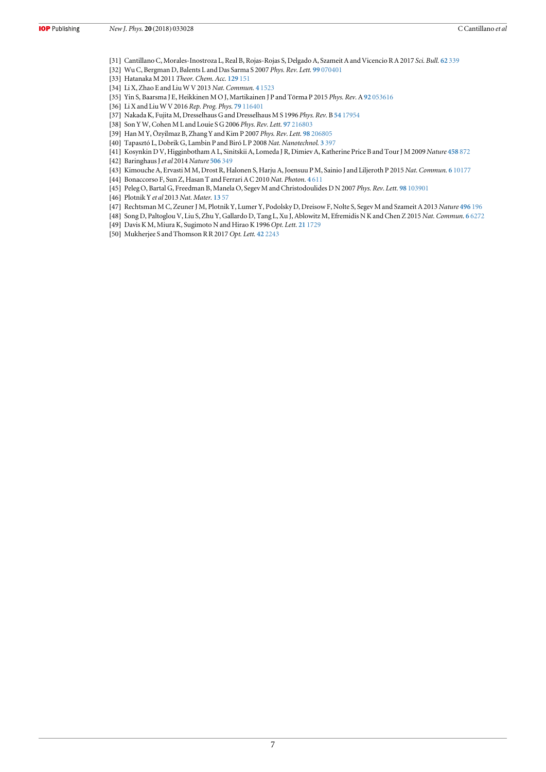[31] Cantillano C, Morales-Inostroza L, Real B, Rojas-Rojas S, Delgado A, Szameit A and Vicencio R A 2017 *Sci. Bull.* **62** 339

[32] Wu C, Bergman D, Balents L and Das Sarma S 2007 *Phys. Rev. Lett.* **99** 070401

[33] Hatanaka M 2011 *Theor. Chem. Acc.* **129** 151

[34] Li X, Zhao E and Liu W V 2013 *Nat. Commun.* **4** 1523

[35] Yin S, Baarsma J E, Heikkinen M O J, Martikainen J P and Törma P 2015 *Phys. Rev.* A **92** 053616

[36] Li X and Liu W V 2016 *Rep. Prog. Phys.* **79** 116401

[37] Nakada K, Fujita M, Dresselhaus G and Dresselhaus M S 1996 *Phys. Rev.* B **54** 17954

[38] Son Y W, Cohen M L and Louie S G 2006 *Phys. Rev. Lett.* **97** 216803

[39] Han M Y, Özyilmaz B, Zhang Y and Kim P 2007 *Phys. Rev. Lett.* **98** 206805

[40] Tapasztó L, Dobrik G, Lambin P and Biró L P 2008 *Nat. Nanotechnol.* **3** 397

[41] Kosynkin D V, Higginbotham A L, Sinitskii A, Lomeda J R, Dimiev A, Katherine Price B and Tour J M 2009 *Nature* **458** 872

[42] Baringhaus J *et al* 2014 *Nature* **506** 349

[43] Kimouche A, Ervasti M M, Drost R, Halonen S, Harju A, Joensuu P M, Sainio J and Liljeroth P 2015 *Nat. Commun.* **6** 10177

[44] Bonaccorso F, Sun Z, Hasan T and Ferrari A C 2010 *Nat. Photon.* **4** 611

[45] Peleg O, Bartal G, Freedman B, Manela O, Segev M and Christodoulides D N 2007 *Phys. Rev. Lett.* **98** 103901

[46] Plotnik Y *et al* 2013 *Nat. Mater.* **13** 57

[47] Rechtsman M C, Zeuner J M, Plotnik Y, Lumer Y, Podolsky D, Dreisow F, Nolte S, Segev M and Szameit A 2013 *Nature* **496** 196

[48] Song D, Paltoglou V, Liu S, Zhu Y, Gallardo D, Tang L, Xu J, Ablowitz M, Efremidis N K and Chen Z 2015 *Nat. Commun.* **6** 6272

[49] Davis K M, Miura K, Sugimoto N and Hirao K 1996 *Opt. Lett.* **21** 1729

[50] Mukherjee S and Thomson R R 2017 *Opt. Lett.* **42** 2243